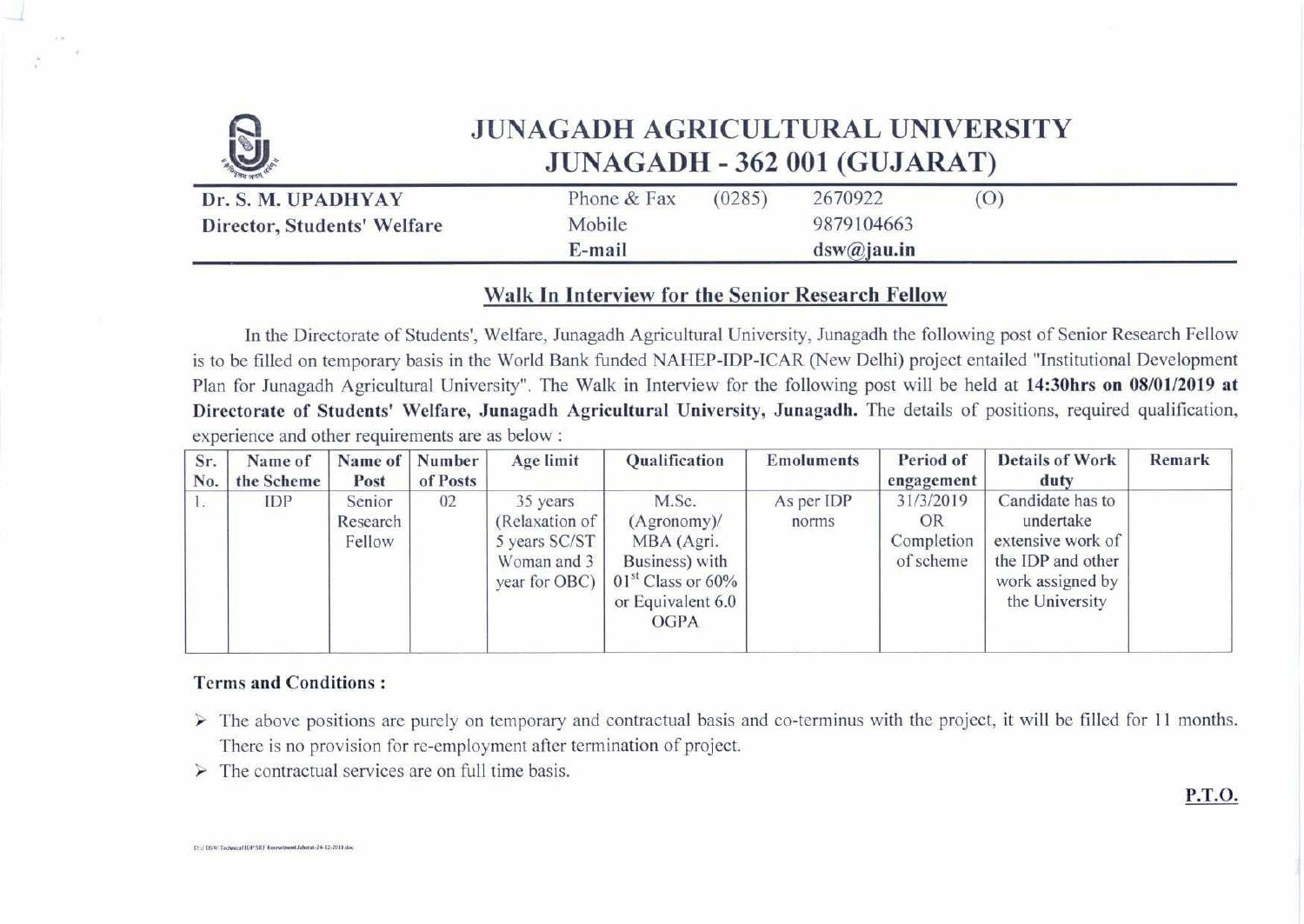# JUNAGADH AGRICULTURAL UNIVERSITY
## JUNAGADH - 362 001 (GUJARAT)

| **Dr. S. M. UPADHYAY** | Phone & Fax | (0285) | 2670922 | (O) |
|---|---|---|---|---|
| **Director, Students' Welfare** | Mobile | | 9879104663 | |
| | E-mail | | **dsw@jau.in** | |

### Walk In Interview for the Senior Research Fellow

In the Directorate of Students', Welfare, Junagadh Agricultural University, Junagadh the following post of Senior Research Fellow is to be filled on temporary basis in the World Bank funded NAHEP-IDP-ICAR (New Delhi) project entailed "Institutional Development Plan for Junagadh Agricultural University". The Walk in Interview for the following post will be held at **14:30hrs on 08/01/2019 at Directorate of Students' Welfare, Junagadh Agricultural University, Junagadh.** The details of positions, required qualification, experience and other requirements are as below :

| Sr. No. | Name of the Scheme | Name of Post | Number of Posts | Age limit | Qualification | Emoluments | Period of engagement | Details of Work duty | Remark |
|---|---|---|---|---|---|---|---|---|---|
| 1. | IDP | Senior Research Fellow | 02 | 35 years (Relaxation of 5 years SC/ST Woman and 3 year for OBC) | M.Sc. (Agronomy)/ MBA (Agri. Business) with 01st Class or 60% or Equivalent 6.0 OGPA | As per IDP norms | 31/3/2019 OR Completion of scheme | Candidate has to undertake extensive work of the IDP and other work assigned by the University | |

**Terms and Conditions :**

- The above positions are purely on temporary and contractual basis and co-terminus with the project, it will be filled for 11 months. There is no provision for re-employment after termination of project.
- The contractual services are on full time basis.

**P.T.O.**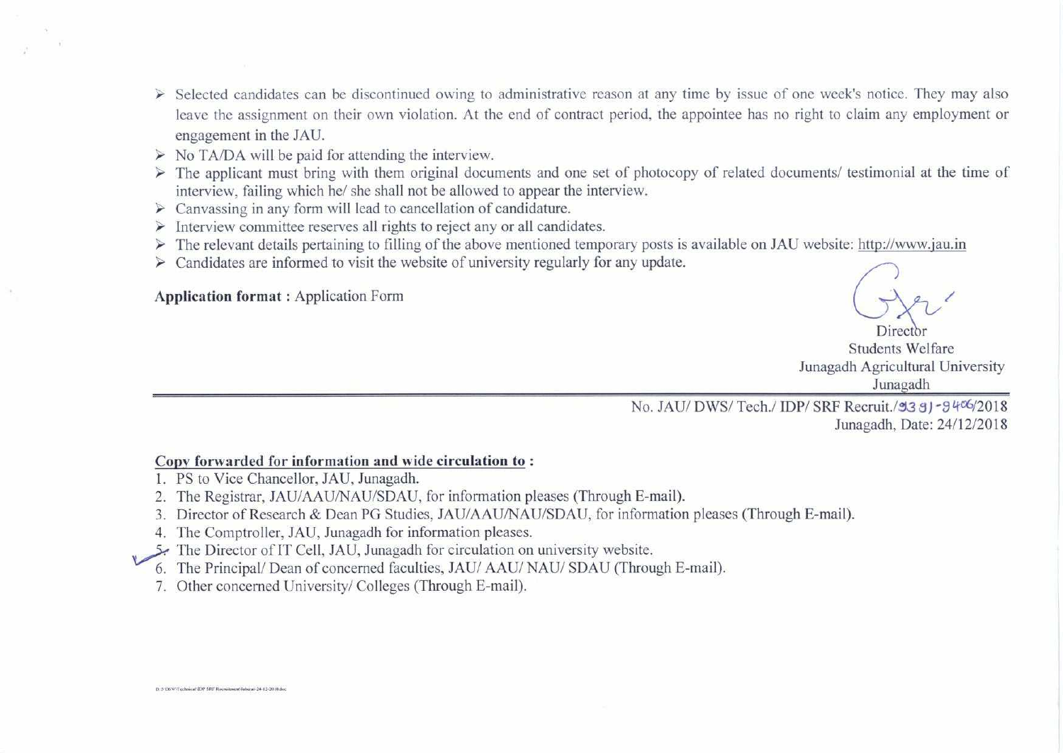- Selected candidates can be discontinued owing to administrative reason at any time by issue of one week's notice. They may also leave the assignment on their own violation. At the end of contract period, the appointee has no right to claim any employment or engagement in the JAU.
- No TA/DA will be paid for attending the interview.
- The applicant must bring with them original documents and one set of photocopy of related documents/ testimonial at the time of interview, failing which he/ she shall not be allowed to appear the interview.
- Canvassing in any form will lead to cancellation of candidature.
- Interview committee reserves all rights to reject any or all candidates.
- The relevant details pertaining to filling of the above mentioned temporary posts is available on JAU website: http://www.jau.in
- Candidates are informed to visit the website of university regularly for any update.

**Application format :** Application Form

Director
Students Welfare
Junagadh Agricultural University
Junagadh

No. JAU/ DWS/ Tech./ IDP/ SRF Recruit./9391-9406/2018
Junagadh, Date: 24/12/2018

**Copy forwarded for information and wide circulation to :**

1. PS to Vice Chancellor, JAU, Junagadh.
2. The Registrar, JAU/AAU/NAU/SDAU, for information pleases (Through E-mail).
3. Director of Research & Dean PG Studies, JAU/AAU/NAU/SDAU, for information pleases (Through E-mail).
4. The Comptroller, JAU, Junagadh for information pleases.
5. The Director of IT Cell, JAU, Junagadh for circulation on university website.
6. The Principal/ Dean of concerned faculties, JAU/ AAU/ NAU/ SDAU (Through E-mail).
7. Other concerned University/ Colleges (Through E-mail).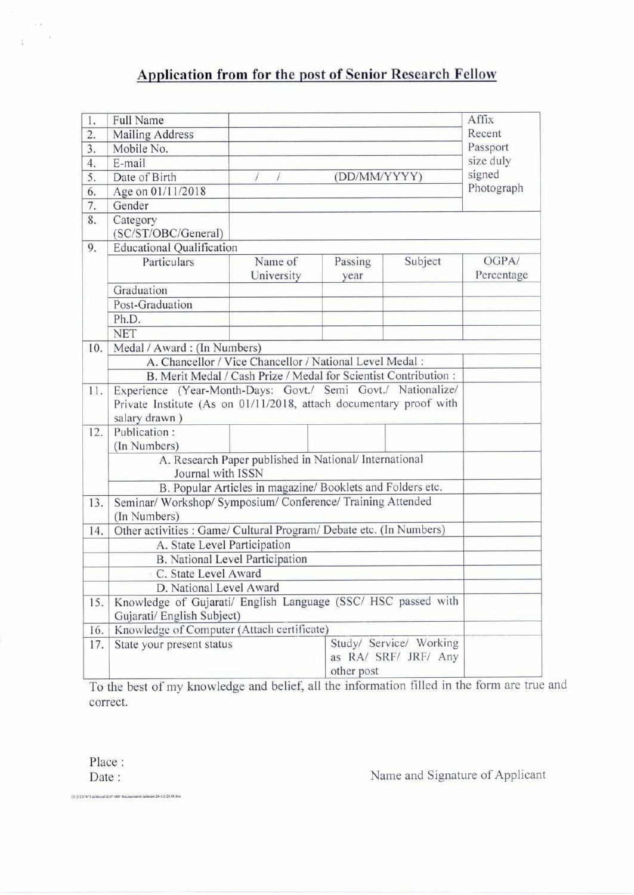## Application from for the post of Senior Research Fellow

| | | | | | |
|---|---|---|---|---|---|
| 1. | Full Name | | | | Affix Recent Passport size duly signed Photograph |
| 2. | Mailing Address | | | | |
| 3. | Mobile No. | | | | |
| 4. | E-mail | | | | |
| 5. | Date of Birth | / / | (DD/MM/YYYY) | | |
| 6. | Age on 01/11/2018 | | | | |
| 7. | Gender | | | | |
| 8. | Category (SC/ST/OBC/General) | | | | |
| 9. | Educational Qualification | | | | |
| | Particulars | Name of University | Passing year | Subject | OGPA/ Percentage |
| | Graduation | | | | |
| | Post-Graduation | | | | |
| | Ph.D. | | | | |
| | NET | | | | |
| 10. | Medal / Award : (In Numbers) | | | | |
| | A. Chancellor / Vice Chancellor / National Level Medal : | | | | |
| | B. Merit Medal / Cash Prize / Medal for Scientist Contribution : | | | | |
| 11. | Experience (Year-Month-Days: Govt./ Semi Govt./ Nationalize/ Private Institute (As on 01/11/2018, attach documentary proof with salary drawn ) | | | | |
| 12. | Publication : (In Numbers) | | | | |
| | A. Research Paper published in National/ International Journal with ISSN | | | | |
| | B. Popular Articles in magazine/ Booklets and Folders etc. | | | | |
| 13. | Seminar/ Workshop/ Symposium/ Conference/ Training Attended (In Numbers) | | | | |
| 14. | Other activities : Game/ Cultural Program/ Debate etc. (In Numbers) | | | | |
| | A. State Level Participation | | | | |
| | B. National Level Participation | | | | |
| | C. State Level Award | | | | |
| | D. National Level Award | | | | |
| 15. | Knowledge of Gujarati/ English Language (SSC/ HSC passed with Gujarati/ English Subject) | | | | |
| 16. | Knowledge of Computer (Attach certificate) | | | | |
| 17. | State your present status | | Study/ Service/ Working as RA/ SRF/ JRF/ Any other post | | |

To the best of my knowledge and belief, all the information filled in the form are true and correct.

Place :

Date :

Name and Signature of Applicant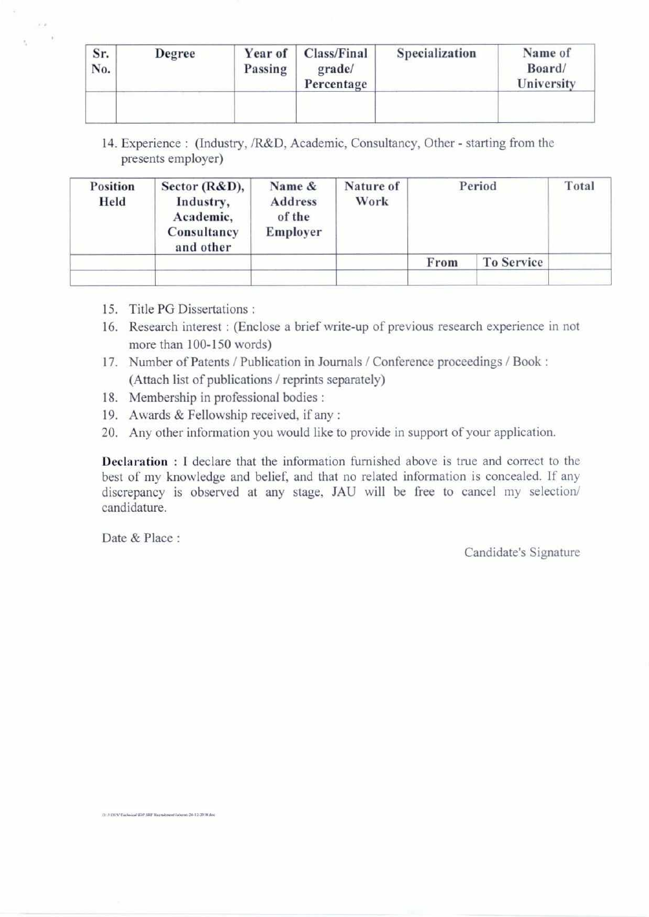| Sr. No. | Degree | Year of Passing | Class/Final grade/ Percentage | Specialization | Name of Board/ University |
|---|---|---|---|---|---|
| | | | | | |

14. Experience : (Industry, /R&D, Academic, Consultancy, Other - starting from the presents employer)

| Position Held | Sector (R&D), Industry, Academic, Consultancy and other | Name & Address of the Employer | Nature of Work | Period | | Total |
|---|---|---|---|---|---|---|
| | | | | From | To Service | |
| | | | | | | |

15. Title PG Dissertations :
16. Research interest : (Enclose a brief write-up of previous research experience in not more than 100-150 words)
17. Number of Patents / Publication in Journals / Conference proceedings / Book : (Attach list of publications / reprints separately)
18. Membership in professional bodies :
19. Awards & Fellowship received, if any :
20. Any other information you would like to provide in support of your application.

**Declaration :** I declare that the information furnished above is true and correct to the best of my knowledge and belief, and that no related information is concealed. If any discrepancy is observed at any stage, JAU will be free to cancel my selection/ candidature.

Date & Place :

Candidate's Signature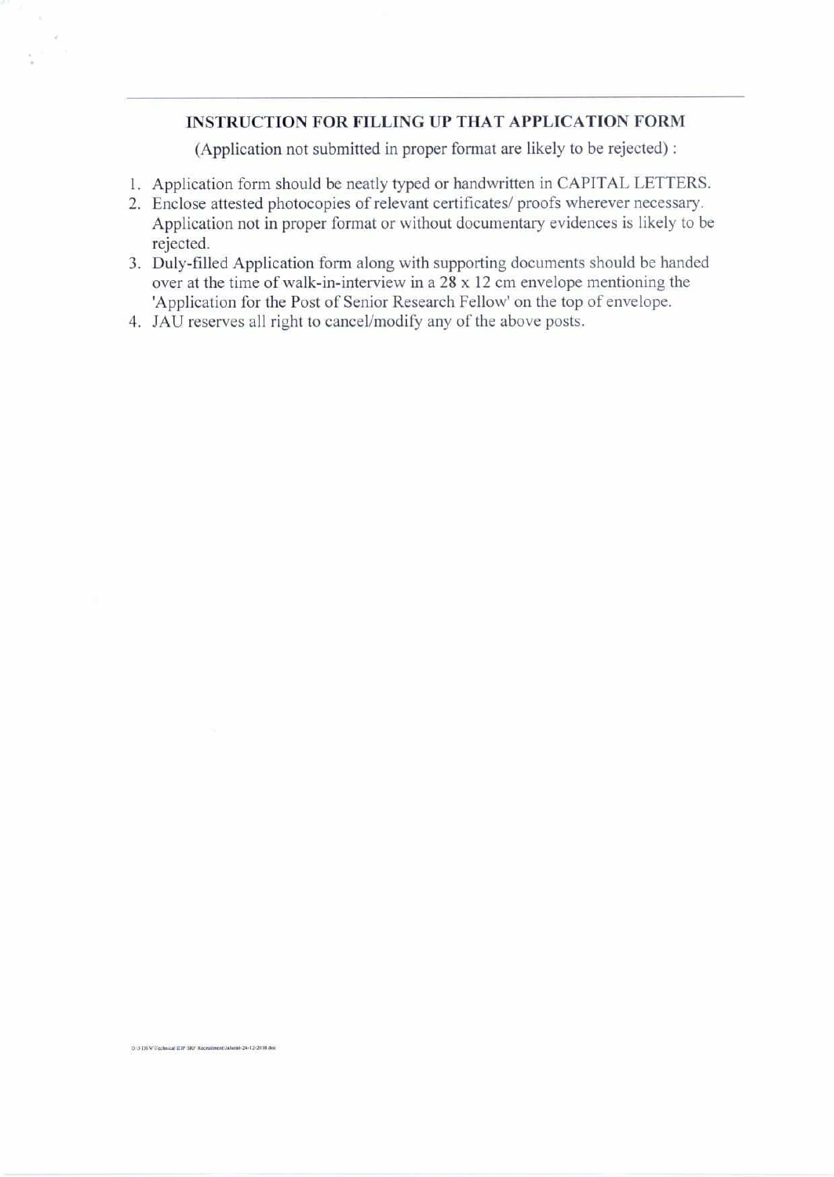## INSTRUCTION FOR FILLING UP THAT APPLICATION FORM

(Application not submitted in proper format are likely to be rejected) :

1. Application form should be neatly typed or handwritten in CAPITAL LETTERS.
2. Enclose attested photocopies of relevant certificates/ proofs wherever necessary. Application not in proper format or without documentary evidences is likely to be rejected.
3. Duly-filled Application form along with supporting documents should be handed over at the time of walk-in-interview in a 28 x 12 cm envelope mentioning the 'Application for the Post of Senior Research Fellow' on the top of envelope.
4. JAU reserves all right to cancel/modify any of the above posts.